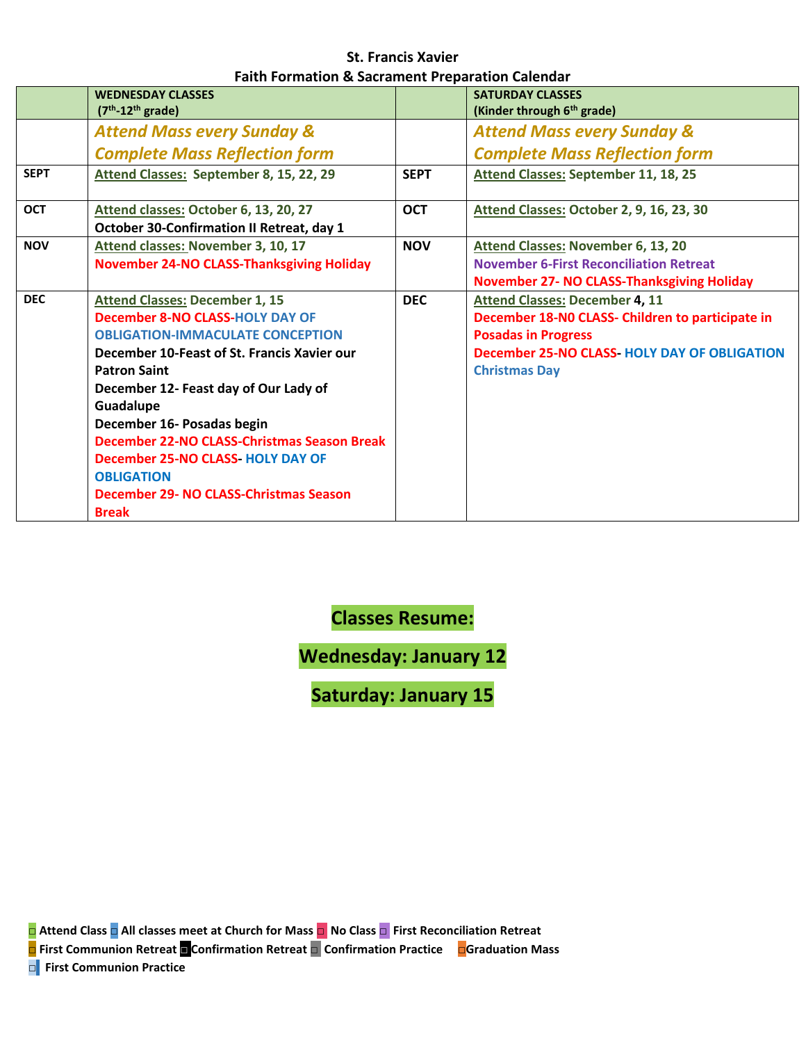**St. Francis Xavier**
**Faith Formation & Sacrament Preparation Calendar**

| | WEDNESDAY CLASSES (7th-12th grade) | | SATURDAY CLASSES (Kinder through 6th grade) |
|---|---|---|---|
| | ***Attend Mass every Sunday & Complete Mass Reflection form*** | | ***Attend Mass every Sunday & Complete Mass Reflection form*** |
| **SEPT** | **Attend Classes:** September 8, 15, 22, 29 | **SEPT** | **Attend Classes:** September 11, 18, 25 |
| **OCT** | **Attend classes:** October 6, 13, 20, 27<br>October 30-Confirmation II Retreat, day 1 | **OCT** | **Attend Classes:** October 2, 9, 16, 23, 30 |
| **NOV** | **Attend classes:** November 3, 10, 17<br>November 24-NO CLASS-Thanksgiving Holiday | **NOV** | **Attend Classes:** November 6, 13, 20<br>November 6-First Reconciliation Retreat<br>November 27- NO CLASS-Thanksgiving Holiday |
| **DEC** | **Attend Classes:** December 1, 15<br>December 8-NO CLASS-HOLY DAY OF OBLIGATION-IMMACULATE CONCEPTION<br>December 10-Feast of St. Francis Xavier our Patron Saint<br>December 12- Feast day of Our Lady of Guadalupe<br>December 16- Posadas begin<br>December 22-NO CLASS-Christmas Season Break<br>December 25-NO CLASS- HOLY DAY OF OBLIGATION<br>December 29- NO CLASS-Christmas Season Break | **DEC** | **Attend Classes:** December 4, 11<br>December 18-N0 CLASS- Children to participate in Posadas in Progress<br>December 25-NO CLASS- HOLY DAY OF OBLIGATION Christmas Day |

## Classes Resume:

## Wednesday: January 12

## Saturday: January 15

□ Attend Class □ All classes meet at Church for Mass □ No Class □ First Reconciliation Retreat
□ First Communion Retreat □ Confirmation Retreat □ Confirmation Practice □ Graduation Mass
□ First Communion Practice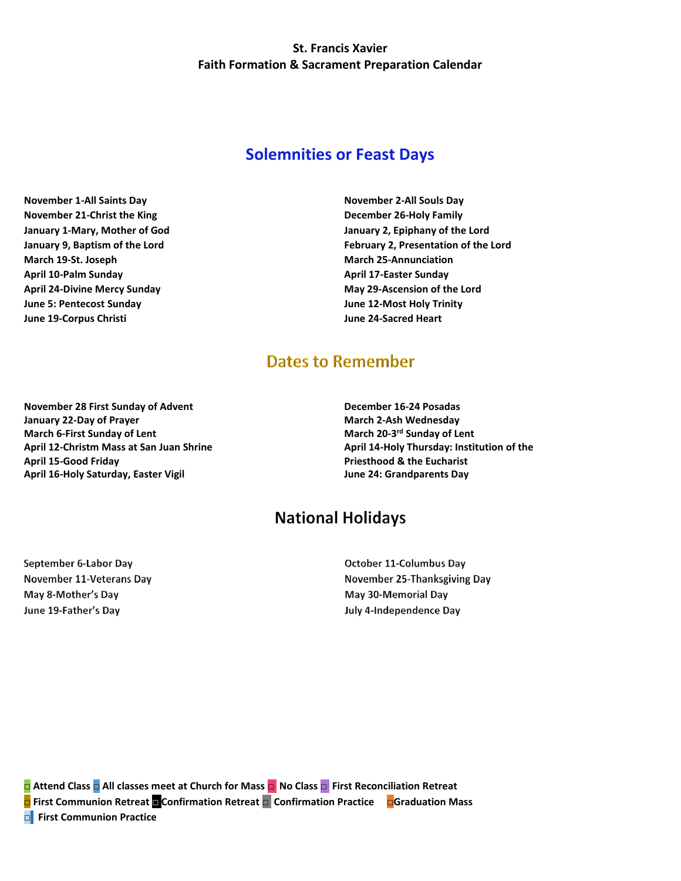**St. Francis Xavier**
**Faith Formation & Sacrament Preparation Calendar**

## Solemnities or Feast Days

**November 1-All Saints Day**
**November 2-All Souls Day**
**November 21-Christ the King**
**December 26-Holy Family**
**January 1-Mary, Mother of God**
**January 2, Epiphany of the Lord**
**January 9, Baptism of the Lord**
**February 2, Presentation of the Lord**
**March 19-St. Joseph**
**March 25-Annunciation**
**April 10-Palm Sunday**
**April 17-Easter Sunday**
**April 24-Divine Mercy Sunday**
**May 29-Ascension of the Lord**
**June 5: Pentecost Sunday**
**June 12-Most Holy Trinity**
**June 19-Corpus Christi**
**June 24-Sacred Heart**

## Dates to Remember

**November 28 First Sunday of Advent**
**December 16-24 Posadas**
**January 22-Day of Prayer**
**March 2-Ash Wednesday**
**March 6-First Sunday of Lent**
**March 20-3rd Sunday of Lent**
**April 12-Christm Mass at San Juan Shrine**
**April 14-Holy Thursday: Institution of the Priesthood & the Eucharist**
**April 15-Good Friday**
**April 16-Holy Saturday, Easter Vigil**
**June 24: Grandparents Day**

## National Holidays

September 6-Labor Day
October 11-Columbus Day
November 11-Veterans Day
November 25-Thanksgiving Day
May 8-Mother's Day
May 30-Memorial Day
June 19-Father's Day
July 4-Independence Day

**□ Attend Class □ All classes meet at Church for Mass □ No Class □ First Reconciliation Retreat**
**□ First Communion Retreat □ Confirmation Retreat □ Confirmation Practice □ Graduation Mass**
**□ First Communion Practice**